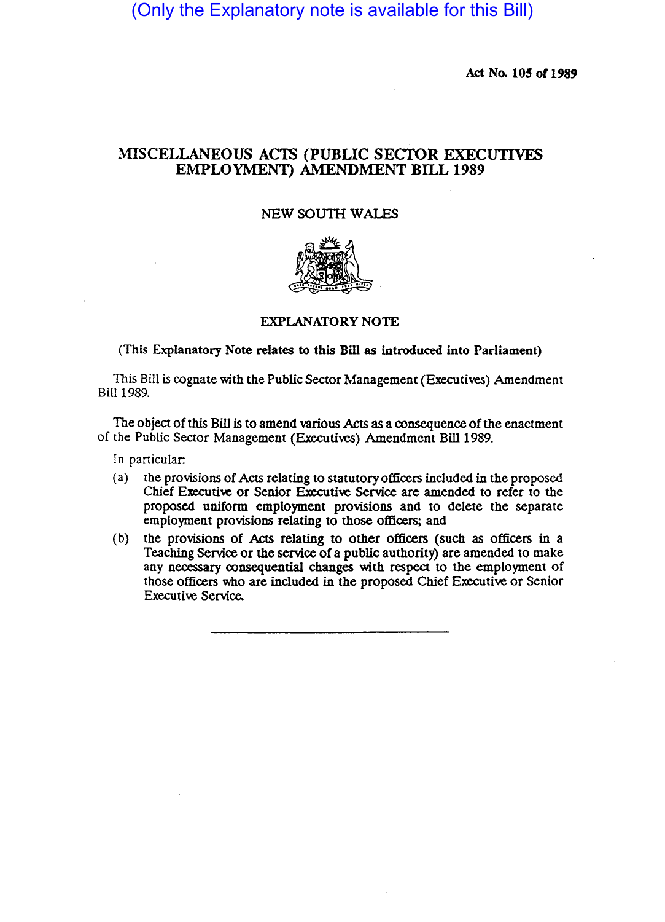(Only the Explanatory note is available for this Bill)

Act No. 105 of 1989

# MISCELLANEOUS ACTS (PUBLIC SECTOR EXECUTIVES EMPLOYMENT) AMENDMENT BILL 1989

NEW SOUTH WALES

## EXPLANATORY NOTE

**(This Explanatory Note relates to this Bill as introduced into Parliament)**

This Bill is cognate with the Public Sector Management (Executives) Amendment Bill 1989.

The object of this Bill is to amend various Acts as a consequence of the enactment of the Public Sector Management (Executives) Amendment Bill 1989.

In particular:

(a) the provisions of Acts relating to statutory officers included in the proposed Chief Executive or Senior Executive Service are amended to refer to the proposed uniform employment provisions and to delete the separate employment provisions relating to those officers; and

(b) the provisions of Acts relating to other officers (such as officers in a Teaching Service or the service of a public authority) are amended to make any necessary consequential changes with respect to the employment of those officers who are included in the proposed Chief Executive or Senior Executive Service.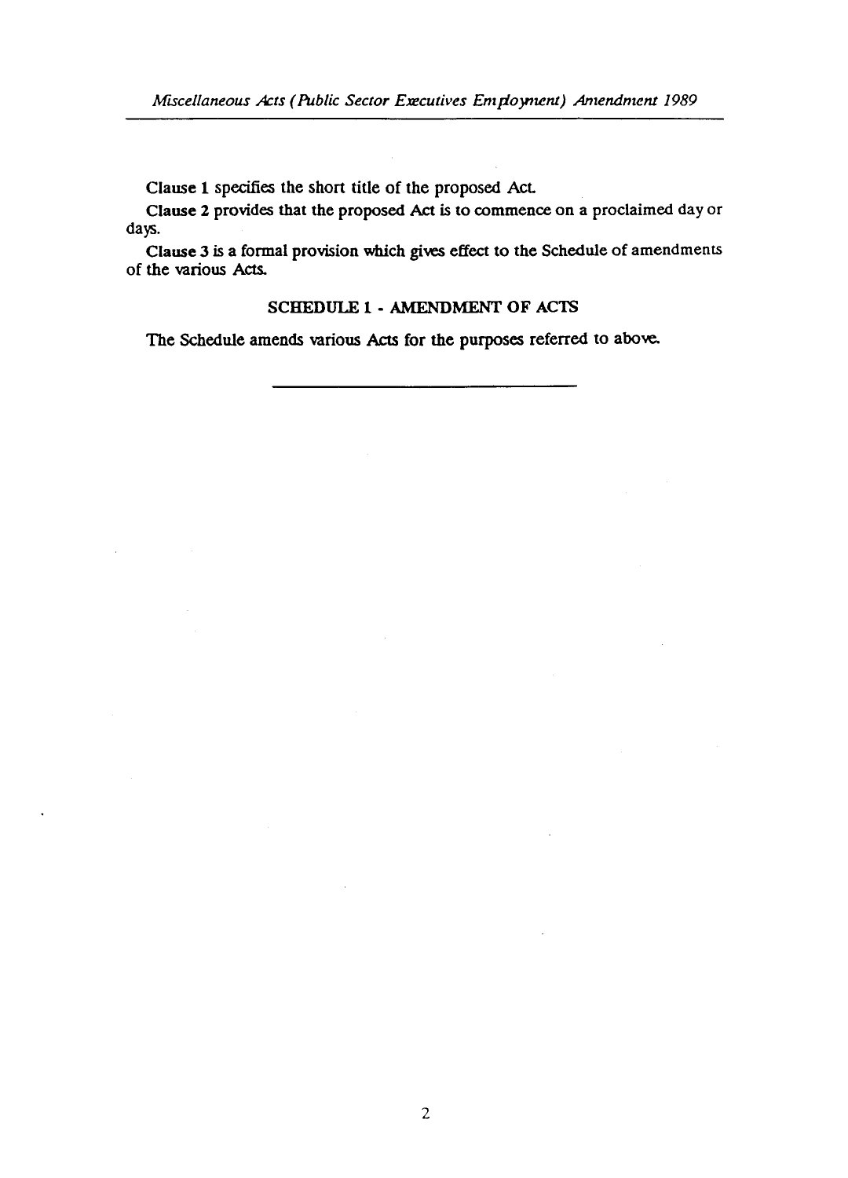**Clause 1** specifies the short title of the proposed Act.

**Clause 2** provides that the proposed Act is to commence on a proclaimed day or days.

**Clause 3** is a formal provision which gives effect to the Schedule of amendments of the various Acts.

## SCHEDULE 1 - AMENDMENT OF ACTS

The Schedule amends various Acts for the purposes referred to above.